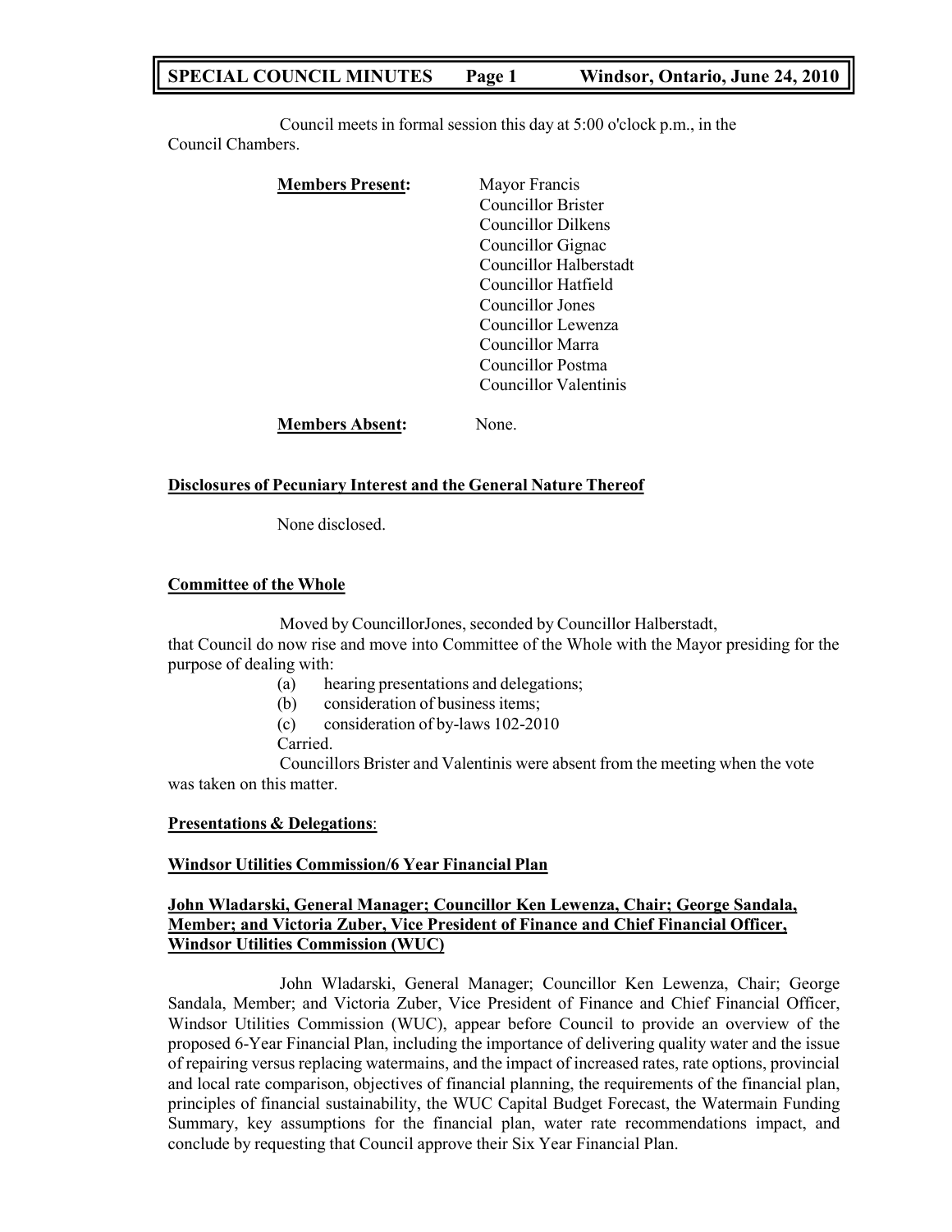Council meets in formal session this day at 5:00 o'clock p.m., in the Council Chambers.

**Members Present:**

Mayor Francis
Councillor Brister
Councillor Dilkens
Councillor Gignac
Councillor Halberstadt
Councillor Hatfield
Councillor Jones
Councillor Lewenza
Councillor Marra
Councillor Postma
Councillor Valentinis

**Members Absent:** None.

## Disclosures of Pecuniary Interest and the General Nature Thereof

None disclosed.

## Committee of the Whole

Moved by CouncillorJones, seconded by Councillor Halberstadt, that Council do now rise and move into Committee of the Whole with the Mayor presiding for the purpose of dealing with:

(a) hearing presentations and delegations;
(b) consideration of business items;
(c) consideration of by-laws 102-2010

Carried.

Councillors Brister and Valentinis were absent from the meeting when the vote was taken on this matter.

## Presentations & Delegations:

### Windsor Utilities Commission/6 Year Financial Plan

### John Wladarski, General Manager; Councillor Ken Lewenza, Chair; George Sandala, Member; and Victoria Zuber, Vice President of Finance and Chief Financial Officer, Windsor Utilities Commission (WUC)

John Wladarski, General Manager; Councillor Ken Lewenza, Chair; George Sandala, Member; and Victoria Zuber, Vice President of Finance and Chief Financial Officer, Windsor Utilities Commission (WUC), appear before Council to provide an overview of the proposed 6-Year Financial Plan, including the importance of delivering quality water and the issue of repairing versus replacing watermains, and the impact of increased rates, rate options, provincial and local rate comparison, objectives of financial planning, the requirements of the financial plan, principles of financial sustainability, the WUC Capital Budget Forecast, the Watermain Funding Summary, key assumptions for the financial plan, water rate recommendations impact, and conclude by requesting that Council approve their Six Year Financial Plan.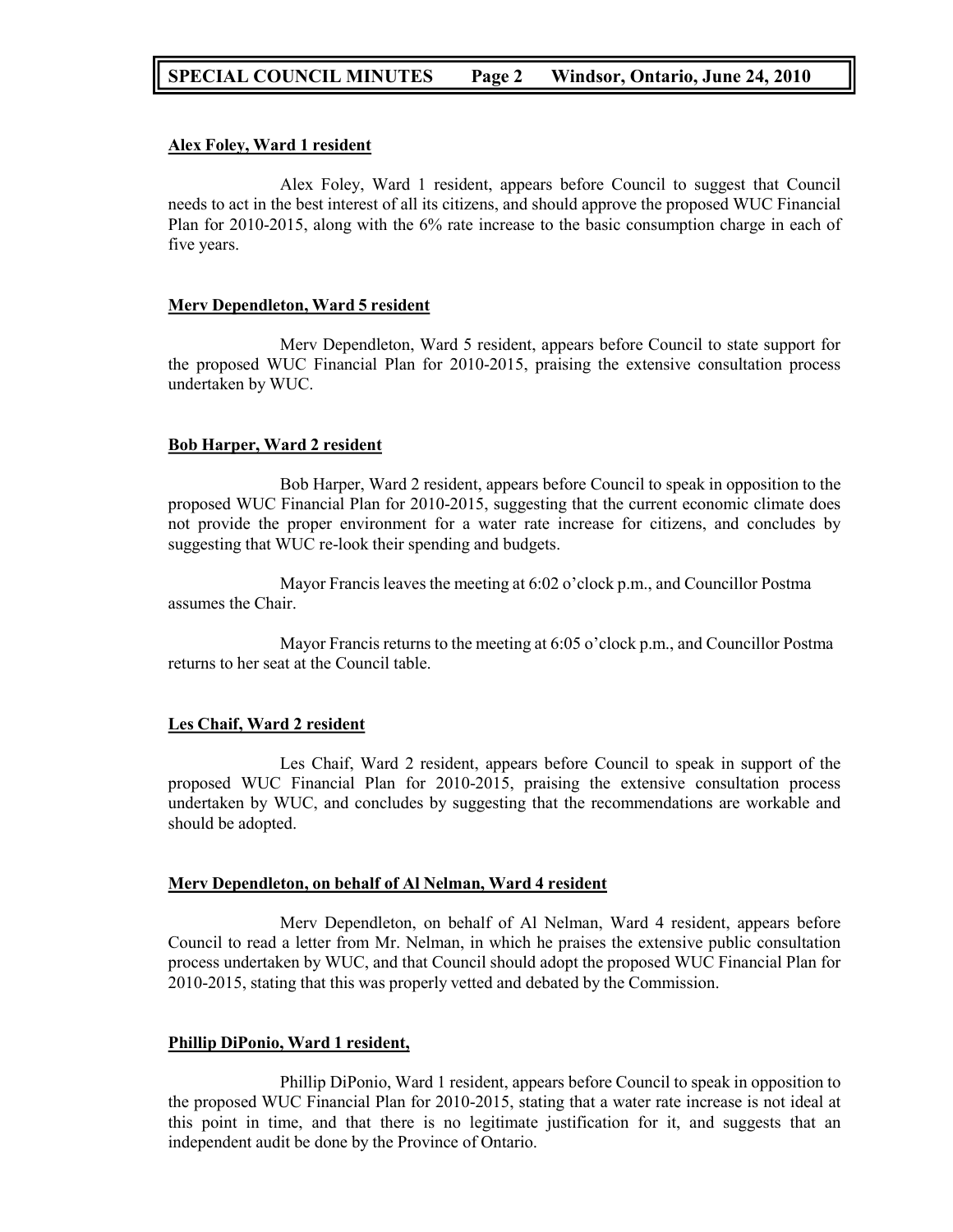**Alex Foley, Ward 1 resident**

Alex Foley, Ward 1 resident, appears before Council to suggest that Council needs to act in the best interest of all its citizens, and should approve the proposed WUC Financial Plan for 2010-2015, along with the 6% rate increase to the basic consumption charge in each of five years.

**Merv Dependleton, Ward 5 resident**

Merv Dependleton, Ward 5 resident, appears before Council to state support for the proposed WUC Financial Plan for 2010-2015, praising the extensive consultation process undertaken by WUC.

**Bob Harper, Ward 2 resident**

Bob Harper, Ward 2 resident, appears before Council to speak in opposition to the proposed WUC Financial Plan for 2010-2015, suggesting that the current economic climate does not provide the proper environment for a water rate increase for citizens, and concludes by suggesting that WUC re-look their spending and budgets.

Mayor Francis leaves the meeting at 6:02 o'clock p.m., and Councillor Postma assumes the Chair.

Mayor Francis returns to the meeting at 6:05 o'clock p.m., and Councillor Postma returns to her seat at the Council table.

**Les Chaif, Ward 2 resident**

Les Chaif, Ward 2 resident, appears before Council to speak in support of the proposed WUC Financial Plan for 2010-2015, praising the extensive consultation process undertaken by WUC, and concludes by suggesting that the recommendations are workable and should be adopted.

**Merv Dependleton, on behalf of Al Nelman, Ward 4 resident**

Merv Dependleton, on behalf of Al Nelman, Ward 4 resident, appears before Council to read a letter from Mr. Nelman, in which he praises the extensive public consultation process undertaken by WUC, and that Council should adopt the proposed WUC Financial Plan for 2010-2015, stating that this was properly vetted and debated by the Commission.

**Phillip DiPonio, Ward 1 resident,**

Phillip DiPonio, Ward 1 resident, appears before Council to speak in opposition to the proposed WUC Financial Plan for 2010-2015, stating that a water rate increase is not ideal at this point in time, and that there is no legitimate justification for it, and suggests that an independent audit be done by the Province of Ontario.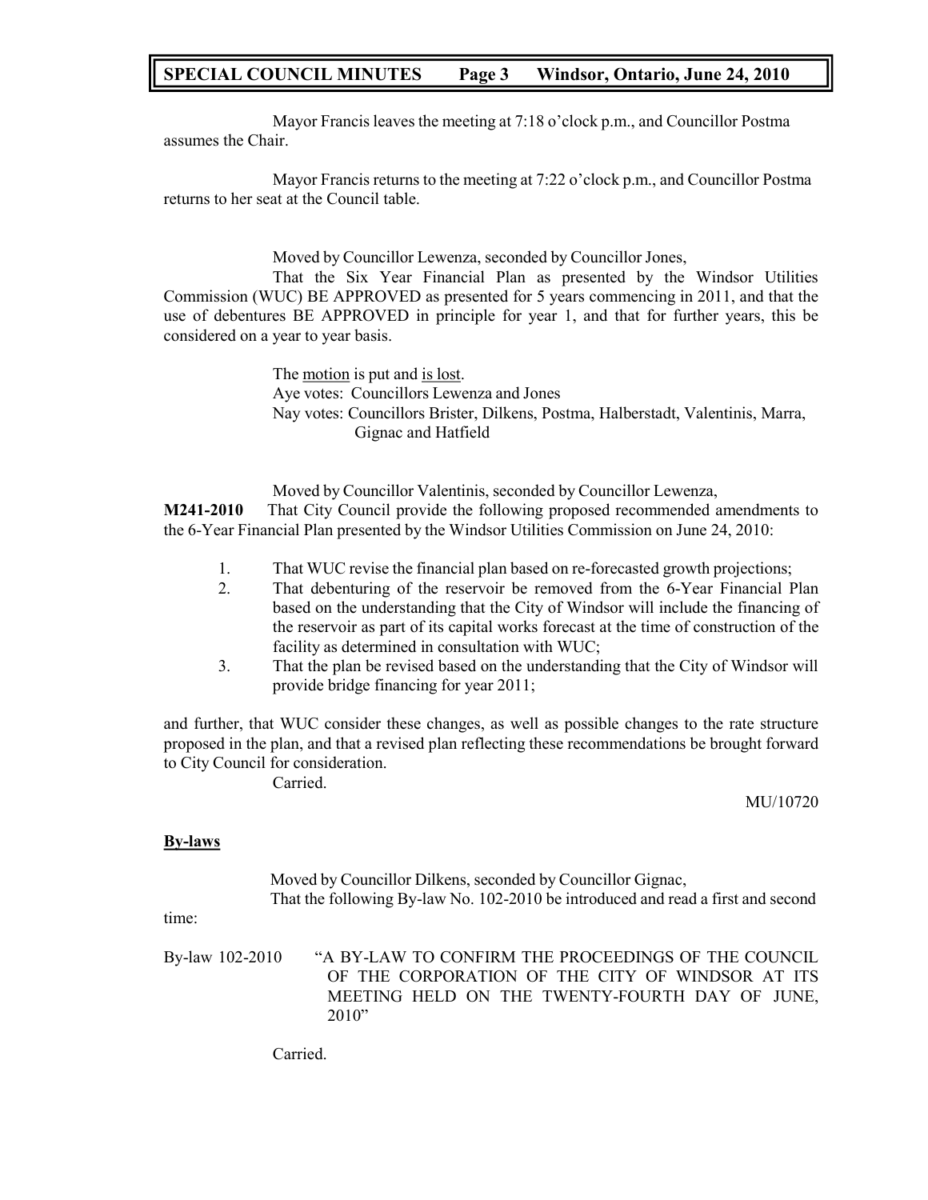Mayor Francis leaves the meeting at 7:18 o'clock p.m., and Councillor Postma assumes the Chair.

Mayor Francis returns to the meeting at 7:22 o'clock p.m., and Councillor Postma returns to her seat at the Council table.

Moved by Councillor Lewenza, seconded by Councillor Jones,

That the Six Year Financial Plan as presented by the Windsor Utilities Commission (WUC) BE APPROVED as presented for 5 years commencing in 2011, and that the use of debentures BE APPROVED in principle for year 1, and that for further years, this be considered on a year to year basis.

The motion is put and is lost.
Aye votes: Councillors Lewenza and Jones
Nay votes: Councillors Brister, Dilkens, Postma, Halberstadt, Valentinis, Marra, Gignac and Hatfield

Moved by Councillor Valentinis, seconded by Councillor Lewenza,

**M241-2010** That City Council provide the following proposed recommended amendments to the 6-Year Financial Plan presented by the Windsor Utilities Commission on June 24, 2010:

1. That WUC revise the financial plan based on re-forecasted growth projections;
2. That debenturing of the reservoir be removed from the 6-Year Financial Plan based on the understanding that the City of Windsor will include the financing of the reservoir as part of its capital works forecast at the time of construction of the facility as determined in consultation with WUC;
3. That the plan be revised based on the understanding that the City of Windsor will provide bridge financing for year 2011;

and further, that WUC consider these changes, as well as possible changes to the rate structure proposed in the plan, and that a revised plan reflecting these recommendations be brought forward to City Council for consideration.

Carried.

MU/10720

**By-laws**

Moved by Councillor Dilkens, seconded by Councillor Gignac,

That the following By-law No. 102-2010 be introduced and read a first and second time:

By-law 102-2010 "A BY-LAW TO CONFIRM THE PROCEEDINGS OF THE COUNCIL OF THE CORPORATION OF THE CITY OF WINDSOR AT ITS MEETING HELD ON THE TWENTY-FOURTH DAY OF JUNE, 2010"

Carried.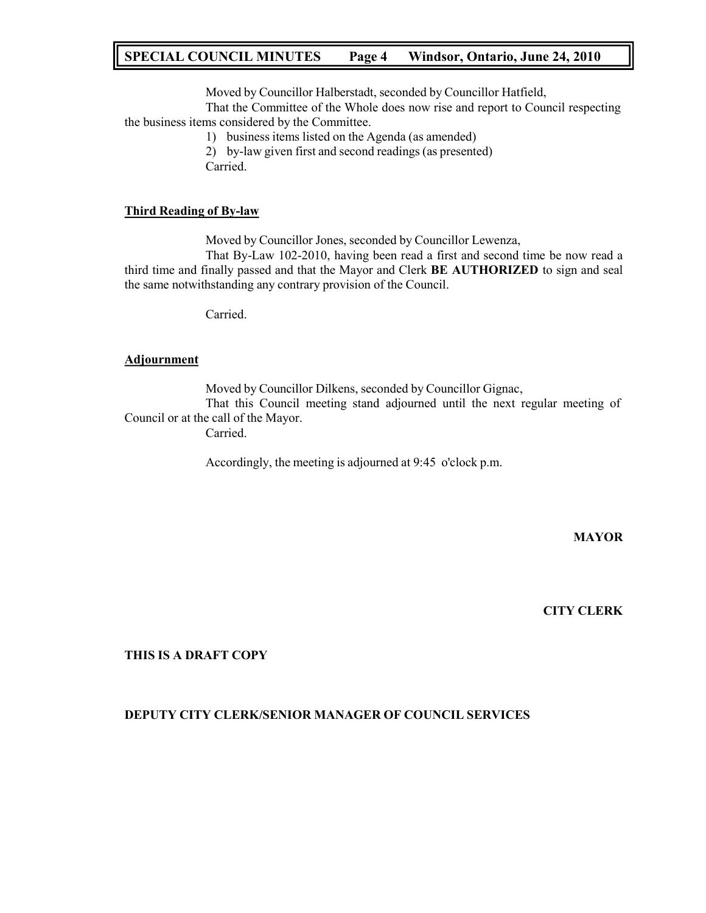Moved by Councillor Halberstadt, seconded by Councillor Hatfield,

That the Committee of the Whole does now rise and report to Council respecting the business items considered by the Committee.

1) business items listed on the Agenda (as amended)
2) by-law given first and second readings (as presented)

Carried.

**Third Reading of By-law**

Moved by Councillor Jones, seconded by Councillor Lewenza,

That By-Law 102-2010, having been read a first and second time be now read a third time and finally passed and that the Mayor and Clerk **BE AUTHORIZED** to sign and seal the same notwithstanding any contrary provision of the Council.

Carried.

**Adjournment**

Moved by Councillor Dilkens, seconded by Councillor Gignac,

That this Council meeting stand adjourned until the next regular meeting of Council or at the call of the Mayor.

Carried.

Accordingly, the meeting is adjourned at 9:45 o'clock p.m.

**MAYOR**

**CITY CLERK**

**THIS IS A DRAFT COPY**

**DEPUTY CITY CLERK/SENIOR MANAGER OF COUNCIL SERVICES**